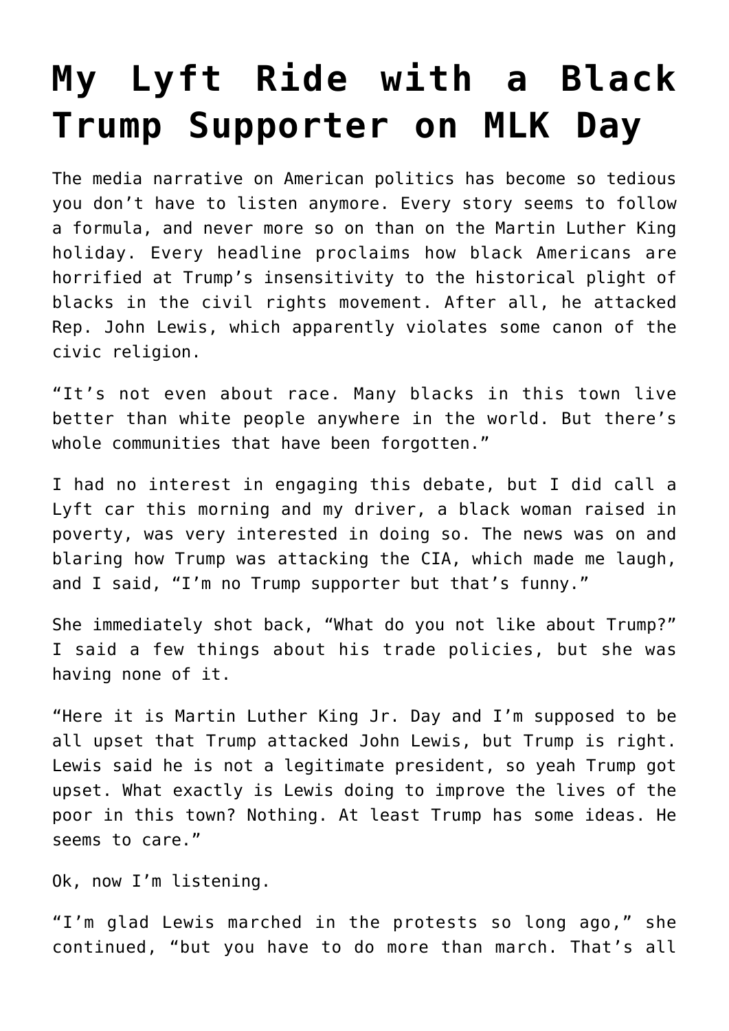# My Lyft Ride with a Black Trump Supporter on MLK Day

The media narrative on American politics has become so tedious you don't have to listen anymore. Every story seems to follow a formula, and never more so on than on the Martin Luther King holiday. Every headline proclaims how black Americans are horrified at Trump's insensitivity to the historical plight of blacks in the civil rights movement. After all, he attacked Rep. John Lewis, which apparently violates some canon of the civic religion.

"It's not even about race. Many blacks in this town live better than white people anywhere in the world. But there's whole communities that have been forgotten."

I had no interest in engaging this debate, but I did call a Lyft car this morning and my driver, a black woman raised in poverty, was very interested in doing so. The news was on and blaring how Trump was attacking the CIA, which made me laugh, and I said, "I'm no Trump supporter but that's funny."

She immediately shot back, "What do you not like about Trump?" I said a few things about his trade policies, but she was having none of it.

"Here it is Martin Luther King Jr. Day and I'm supposed to be all upset that Trump attacked John Lewis, but Trump is right. Lewis said he is not a legitimate president, so yeah Trump got upset. What exactly is Lewis doing to improve the lives of the poor in this town? Nothing. At least Trump has some ideas. He seems to care."

Ok, now I'm listening.

"I'm glad Lewis marched in the protests so long ago," she continued, "but you have to do more than march. That's all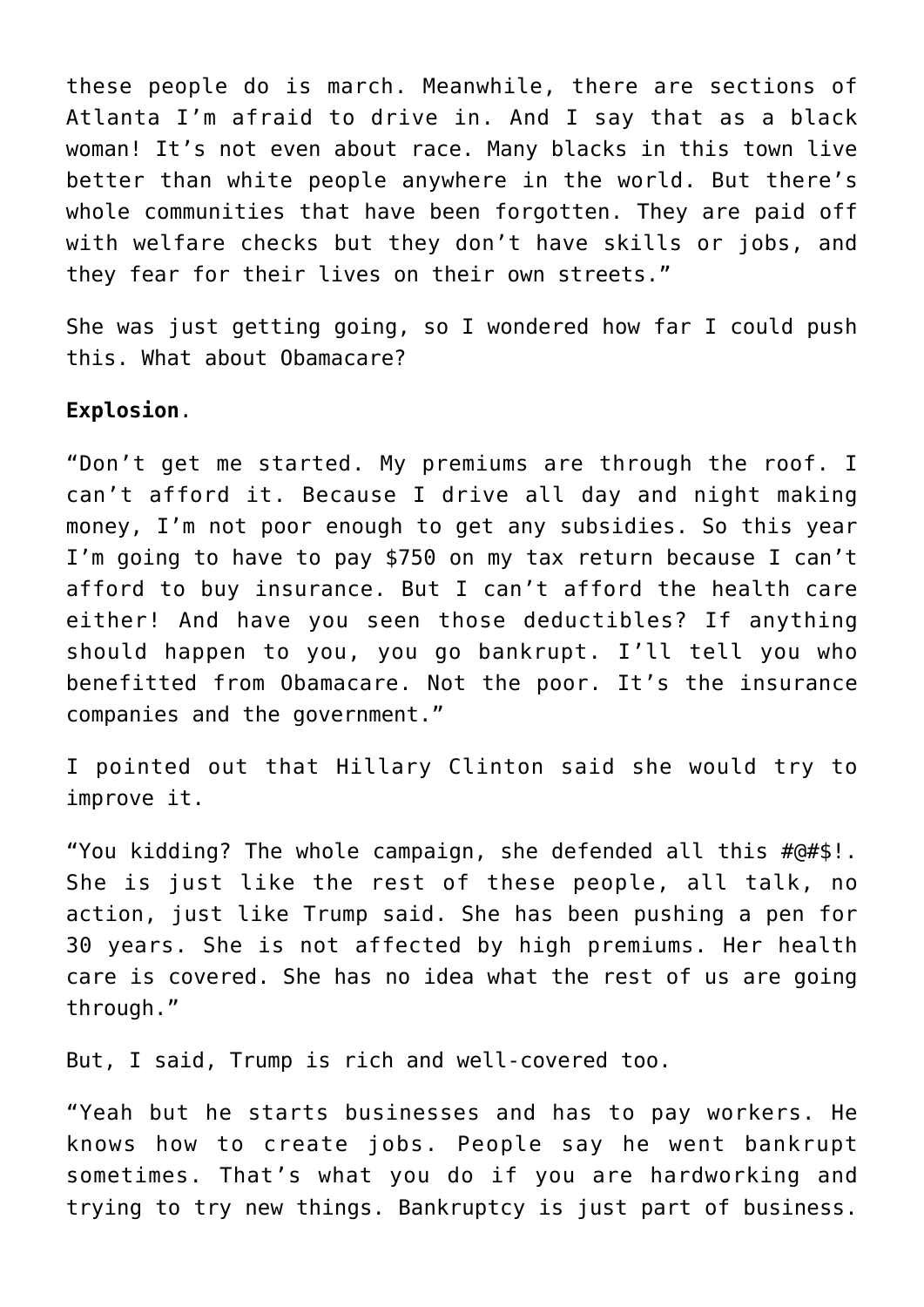these people do is march. Meanwhile, there are sections of Atlanta I'm afraid to drive in. And I say that as a black woman! It's not even about race. Many blacks in this town live better than white people anywhere in the world. But there's whole communities that have been forgotten. They are paid off with welfare checks but they don't have skills or jobs, and they fear for their lives on their own streets."

She was just getting going, so I wondered how far I could push this. What about Obamacare?

**Explosion**.

"Don't get me started. My premiums are through the roof. I can't afford it. Because I drive all day and night making money, I'm not poor enough to get any subsidies. So this year I'm going to have to pay $750 on my tax return because I can't afford to buy insurance. But I can't afford the health care either! And have you seen those deductibles? If anything should happen to you, you go bankrupt. I'll tell you who benefitted from Obamacare. Not the poor. It's the insurance companies and the government."

I pointed out that Hillary Clinton said she would try to improve it.

"You kidding? The whole campaign, she defended all this #@#$!. She is just like the rest of these people, all talk, no action, just like Trump said. She has been pushing a pen for 30 years. She is not affected by high premiums. Her health care is covered. She has no idea what the rest of us are going through."

But, I said, Trump is rich and well-covered too.

"Yeah but he starts businesses and has to pay workers. He knows how to create jobs. People say he went bankrupt sometimes. That's what you do if you are hardworking and trying to try new things. Bankruptcy is just part of business.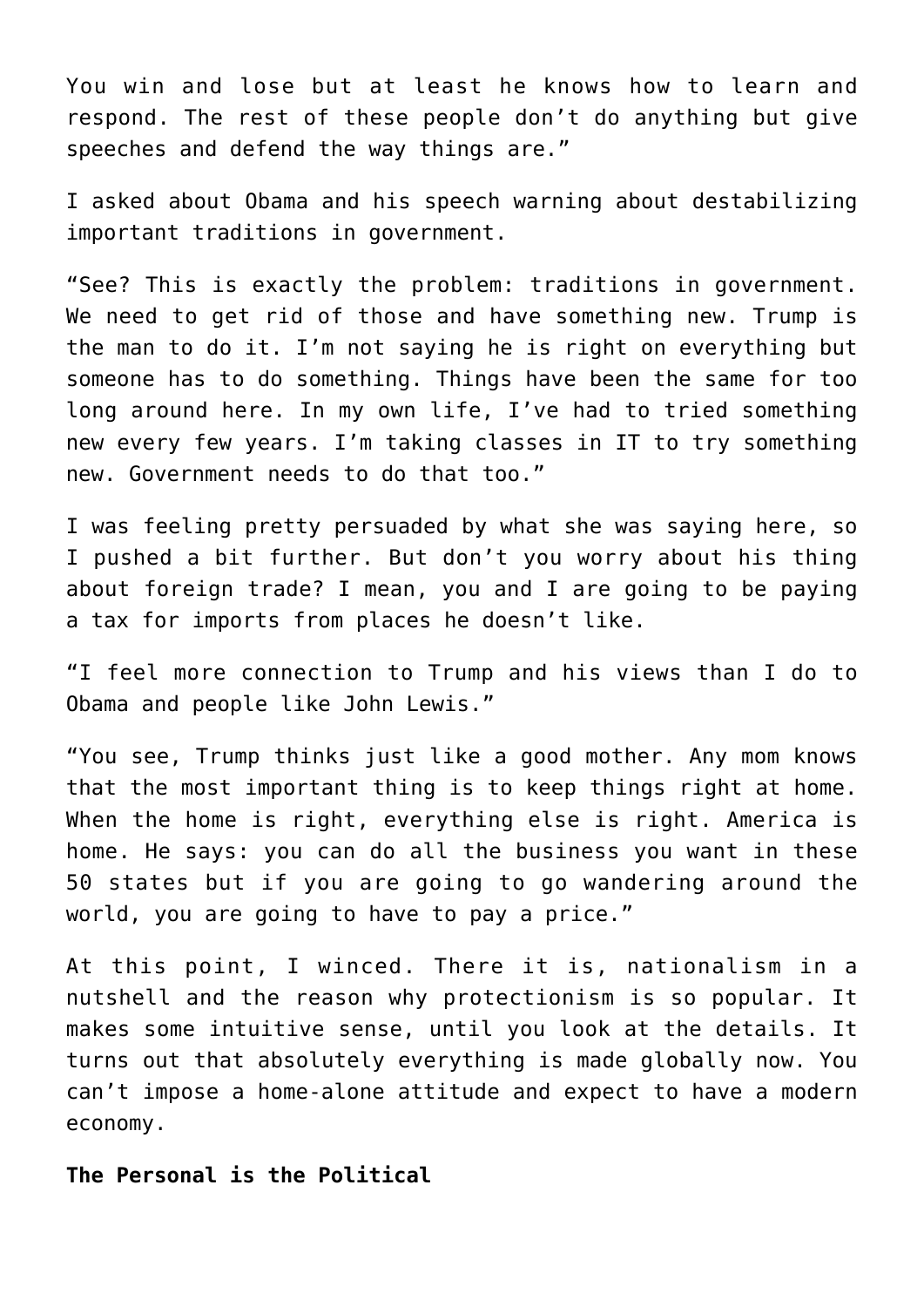You win and lose but at least he knows how to learn and respond. The rest of these people don't do anything but give speeches and defend the way things are."

I asked about Obama and his speech warning about destabilizing important traditions in government.

"See? This is exactly the problem: traditions in government. We need to get rid of those and have something new. Trump is the man to do it. I'm not saying he is right on everything but someone has to do something. Things have been the same for too long around here. In my own life, I've had to tried something new every few years. I'm taking classes in IT to try something new. Government needs to do that too."

I was feeling pretty persuaded by what she was saying here, so I pushed a bit further. But don't you worry about his thing about foreign trade? I mean, you and I are going to be paying a tax for imports from places he doesn't like.

"I feel more connection to Trump and his views than I do to Obama and people like John Lewis."

"You see, Trump thinks just like a good mother. Any mom knows that the most important thing is to keep things right at home. When the home is right, everything else is right. America is home. He says: you can do all the business you want in these 50 states but if you are going to go wandering around the world, you are going to have to pay a price."

At this point, I winced. There it is, nationalism in a nutshell and the reason why protectionism is so popular. It makes some intuitive sense, until you look at the details. It turns out that absolutely everything is made globally now. You can't impose a home-alone attitude and expect to have a modern economy.

**The Personal is the Political**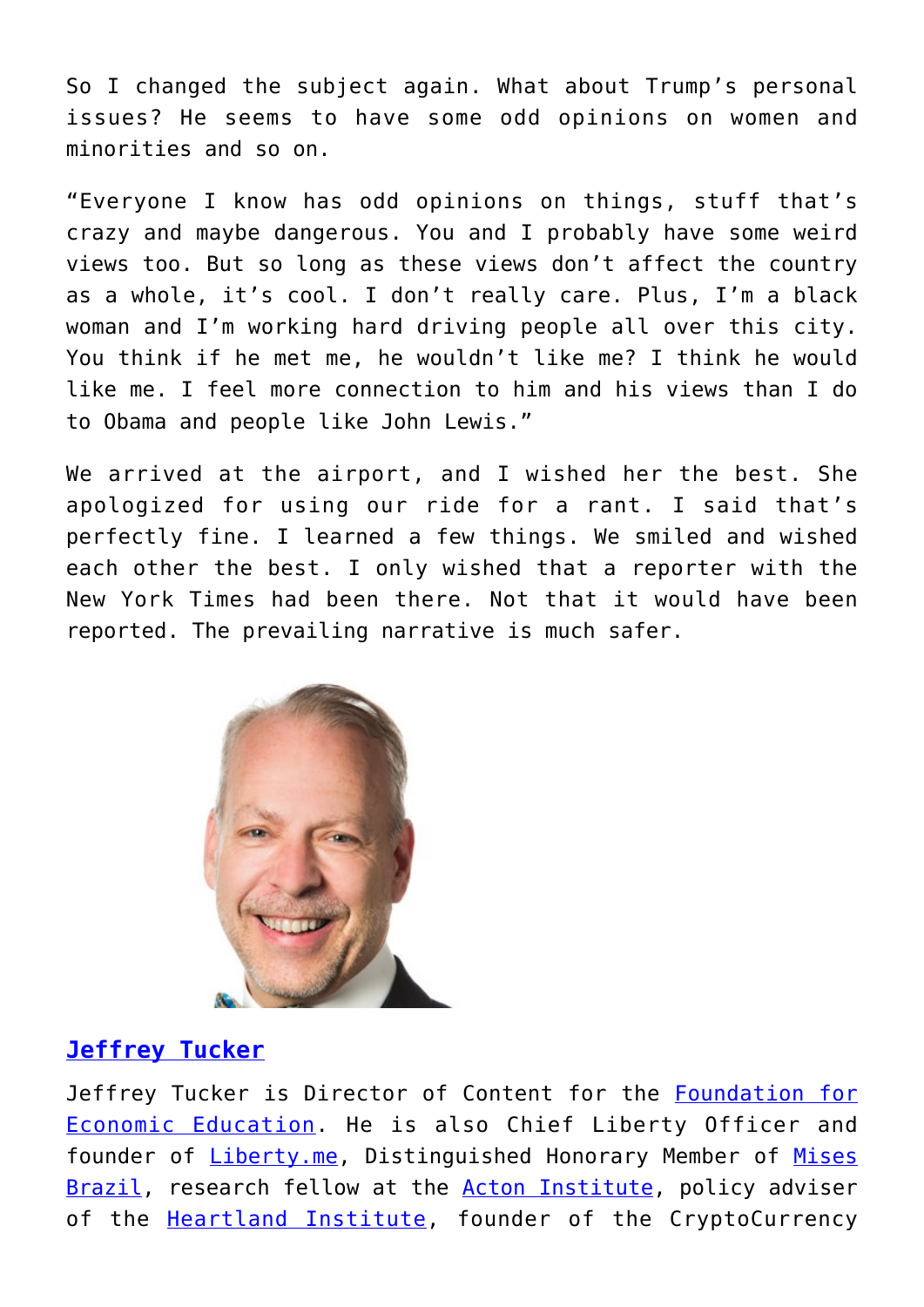So I changed the subject again. What about Trump's personal issues? He seems to have some odd opinions on women and minorities and so on.

"Everyone I know has odd opinions on things, stuff that's crazy and maybe dangerous. You and I probably have some weird views too. But so long as these views don't affect the country as a whole, it's cool. I don't really care. Plus, I'm a black woman and I'm working hard driving people all over this city. You think if he met me, he wouldn't like me? I think he would like me. I feel more connection to him and his views than I do to Obama and people like John Lewis."

We arrived at the airport, and I wished her the best. She apologized for using our ride for a rant. I said that's perfectly fine. I learned a few things. We smiled and wished each other the best. I only wished that a reporter with the New York Times had been there. Not that it would have been reported. The prevailing narrative is much safer.

## [Jeffrey Tucker]

Jeffrey Tucker is Director of Content for the [Foundation for Economic Education]. He is also Chief Liberty Officer and founder of [Liberty.me], Distinguished Honorary Member of [Mises Brazil], research fellow at the [Acton Institute], policy adviser of the [Heartland Institute], founder of the CryptoCurrency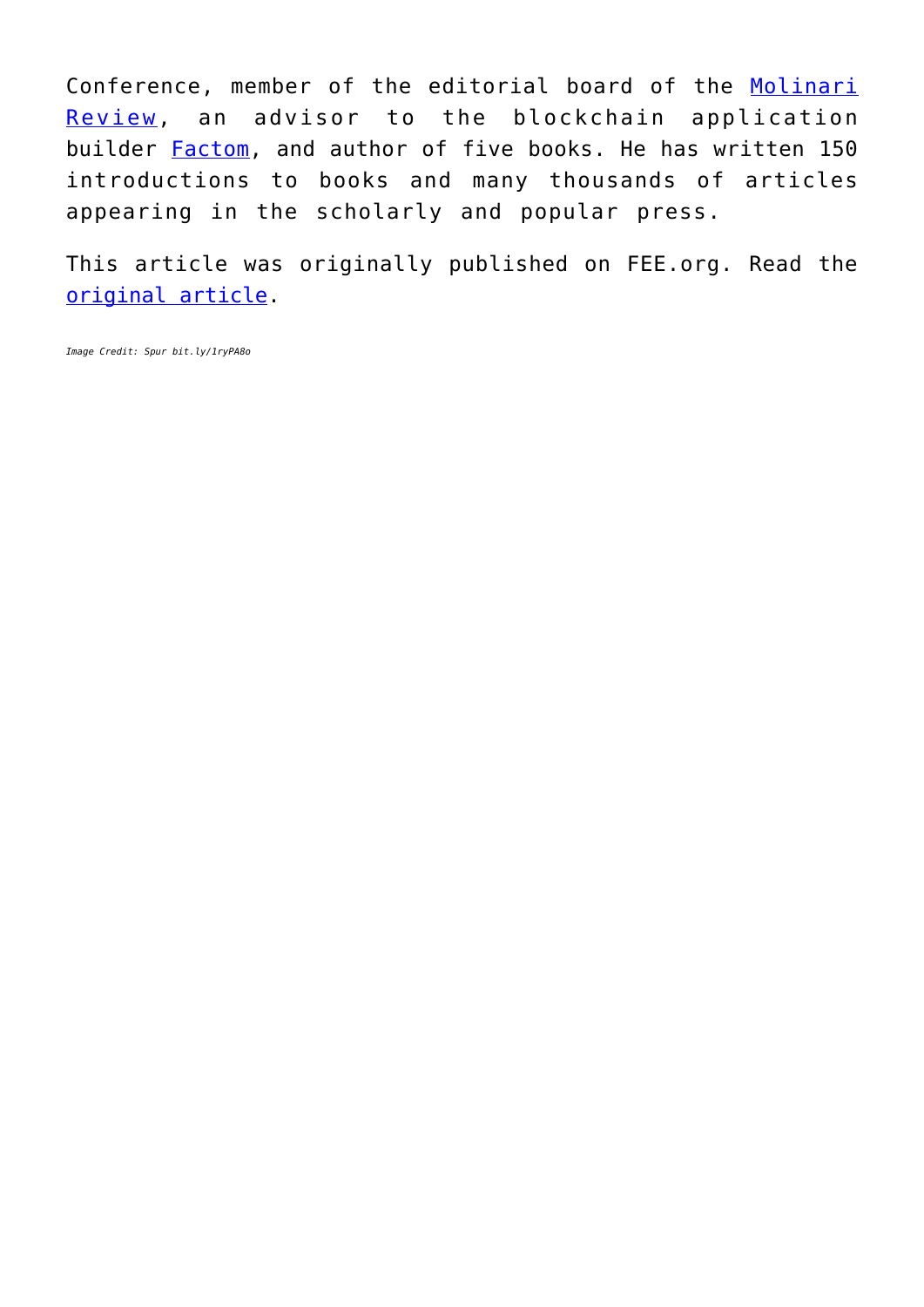Conference, member of the editorial board of the [Molinari Review](), an advisor to the blockchain application builder [Factom](), and author of five books. He has written 150 introductions to books and many thousands of articles appearing in the scholarly and popular press.

This article was originally published on FEE.org. Read the [original article]().

*Image Credit: Spur bit.ly/1ryPA8o*